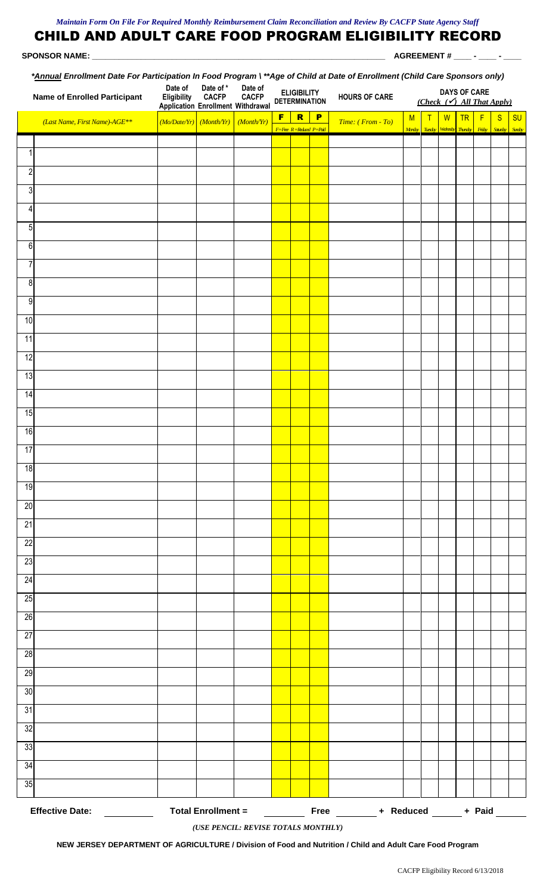*Maintain Form On File For Required Monthly Reimbursement Claim Reconciliation and Review By CACFP State Agency Staff*

# CHILD AND ADULT CARE FOOD PROGRAM ELIGIBILITY RECORD

**SPONSOR NAME:** ________________________________________________ **AGREEMENT #** ____ - ____ - ____

***Annual Enrollment Date For Participation In Food Program \ **Age of Child at Date of Enrollment (Child Care Sponsors only)***

| | Name of Enrolled Participant | Date of Eligibility Application | Date of * CACFP Enrollment | Date of CACFP Withdrawal | ELIGIBILITY DETERMINATION | | | HOURS OF CARE | DAYS OF CARE *(Check (✓) All That Apply)* | | | | | | |
|---|---|---|---|---|---|---|---|---|---|---|---|---|---|---|---|
| | *(Last Name, First Name)-AGE*** | *(Mo/Date/Yr)* | *(Month/Yr)* | *(Month/Yr)* | F | R | P | *Time: ( From - To)* | M | T | W | TR | F | S | SU |
| | | | | | *F=Free* | *R=Reduced* | *P=Paid* | | *Monday* | *Tuesday* | *Wednesday* | *Thursday* | *Friday* | *Saturday* | *Sunday* |
| 1 | | | | | | | | | | | | | | | |
| 2 | | | | | | | | | | | | | | | |
| 3 | | | | | | | | | | | | | | | |
| 4 | | | | | | | | | | | | | | | |
| 5 | | | | | | | | | | | | | | | |
| 6 | | | | | | | | | | | | | | | |
| 7 | | | | | | | | | | | | | | | |
| 8 | | | | | | | | | | | | | | | |
| 9 | | | | | | | | | | | | | | | |
| 10 | | | | | | | | | | | | | | | |
| 11 | | | | | | | | | | | | | | | |
| 12 | | | | | | | | | | | | | | | |
| 13 | | | | | | | | | | | | | | | |
| 14 | | | | | | | | | | | | | | | |
| 15 | | | | | | | | | | | | | | | |
| 16 | | | | | | | | | | | | | | | |
| 17 | | | | | | | | | | | | | | | |
| 18 | | | | | | | | | | | | | | | |
| 19 | | | | | | | | | | | | | | | |
| 20 | | | | | | | | | | | | | | | |
| 21 | | | | | | | | | | | | | | | |
| 22 | | | | | | | | | | | | | | | |
| 23 | | | | | | | | | | | | | | | |
| 24 | | | | | | | | | | | | | | | |
| 25 | | | | | | | | | | | | | | | |
| 26 | | | | | | | | | | | | | | | |
| 27 | | | | | | | | | | | | | | | |
| 28 | | | | | | | | | | | | | | | |
| 29 | | | | | | | | | | | | | | | |
| 30 | | | | | | | | | | | | | | | |
| 31 | | | | | | | | | | | | | | | |
| 32 | | | | | | | | | | | | | | | |
| 33 | | | | | | | | | | | | | | | |
| 34 | | | | | | | | | | | | | | | |
| 35 | | | | | | | | | | | | | | | |

**Effective Date:** ________ **Total Enrollment =** ________ **Free** ________ **+ Reduced** ________ **+ Paid** ________

*(USE PENCIL: REVISE TOTALS MONTHLY)*

**NEW JERSEY DEPARTMENT OF AGRICULTURE / Division of Food and Nutrition / Child and Adult Care Food Program**

CACFP Eligibility Record 6/13/2018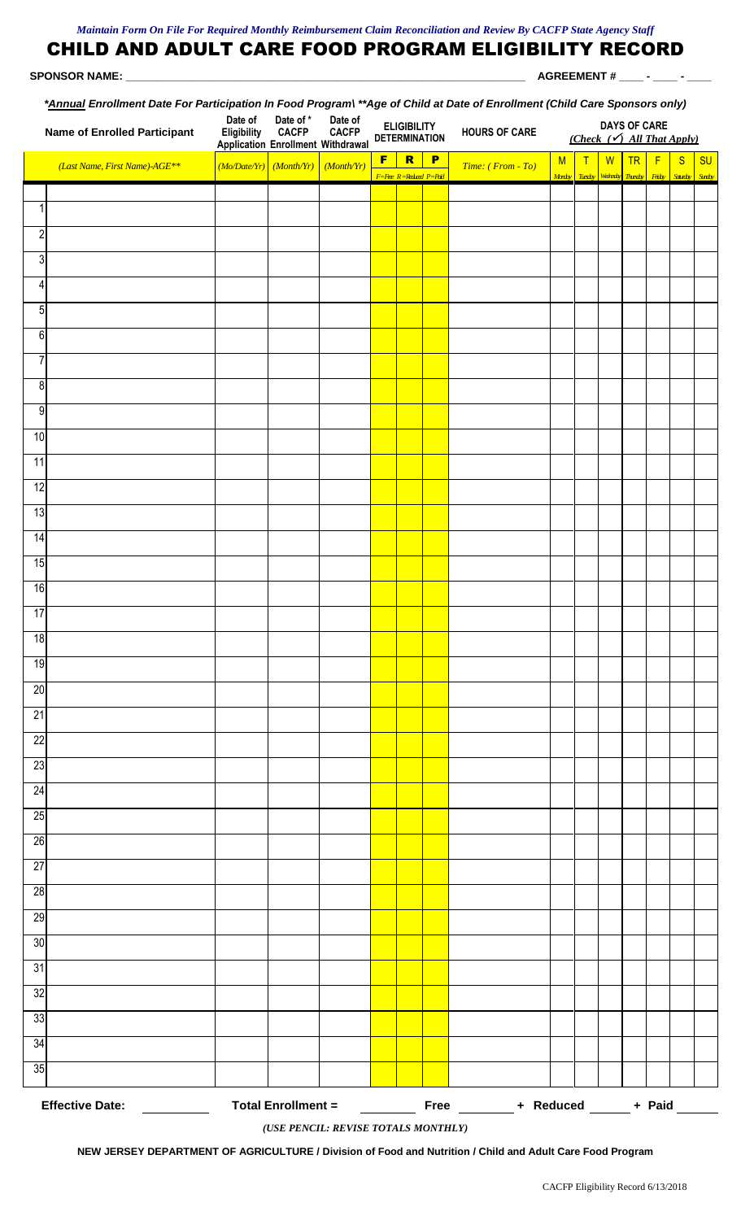*Maintain Form On File For Required Monthly Reimbursement Claim Reconciliation and Review By CACFP State Agency Staff*

# CHILD AND ADULT CARE FOOD PROGRAM ELIGIBILITY RECORD

**SPONSOR NAME:** ______________________________________________________________ **AGREEMENT #** ____ - ____ - ____

***Annual** Enrollment Date For Participation In Food Program\ **Age of Child at Date of Enrollment (Child Care Sponsors only)*

| | Name of Enrolled Participant | Date of Eligibility Application | Date of * CACFP Enrollment | Date of CACFP Withdrawal | ELIGIBILITY DETERMINATION | | | HOURS OF CARE | DAYS OF CARE (Check (✓) All That Apply) | | | | | | |
|---|---|---|---|---|---|---|---|---|---|---|---|---|---|---|---|
| | *(Last Name, First Name)-AGE*** | *(Mo/Date/Yr)* | *(Month/Yr)* | *(Month/Yr)* | F | R | P | *Time: ( From - To)* | M | T | W | TR | F | S | SU |
| | | | | | F=Free | R=Reduced | P=Paid | | Monday | Tuesday | Wednesday | Thursday | Friday | Saturday | Sunday |
| 1 | | | | | | | | | | | | | | | |
| 2 | | | | | | | | | | | | | | | |
| 3 | | | | | | | | | | | | | | | |
| 4 | | | | | | | | | | | | | | | |
| 5 | | | | | | | | | | | | | | | |
| 6 | | | | | | | | | | | | | | | |
| 7 | | | | | | | | | | | | | | | |
| 8 | | | | | | | | | | | | | | | |
| 9 | | | | | | | | | | | | | | | |
| 10 | | | | | | | | | | | | | | | |
| 11 | | | | | | | | | | | | | | | |
| 12 | | | | | | | | | | | | | | | |
| 13 | | | | | | | | | | | | | | | |
| 14 | | | | | | | | | | | | | | | |
| 15 | | | | | | | | | | | | | | | |
| 16 | | | | | | | | | | | | | | | |
| 17 | | | | | | | | | | | | | | | |
| 18 | | | | | | | | | | | | | | | |
| 19 | | | | | | | | | | | | | | | |
| 20 | | | | | | | | | | | | | | | |
| 21 | | | | | | | | | | | | | | | |
| 22 | | | | | | | | | | | | | | | |
| 23 | | | | | | | | | | | | | | | |
| 24 | | | | | | | | | | | | | | | |
| 25 | | | | | | | | | | | | | | | |
| 26 | | | | | | | | | | | | | | | |
| 27 | | | | | | | | | | | | | | | |
| 28 | | | | | | | | | | | | | | | |
| 29 | | | | | | | | | | | | | | | |
| 30 | | | | | | | | | | | | | | | |
| 31 | | | | | | | | | | | | | | | |
| 32 | | | | | | | | | | | | | | | |
| 33 | | | | | | | | | | | | | | | |
| 34 | | | | | | | | | | | | | | | |
| 35 | | | | | | | | | | | | | | | |

**Effective Date:** ________ **Total Enrollment =** ________ **Free** ________ **+ Reduced** ________ **+ Paid** ________

*(USE PENCIL: REVISE TOTALS MONTHLY)*

**NEW JERSEY DEPARTMENT OF AGRICULTURE / Division of Food and Nutrition / Child and Adult Care Food Program**

CACFP Eligibility Record 6/13/2018